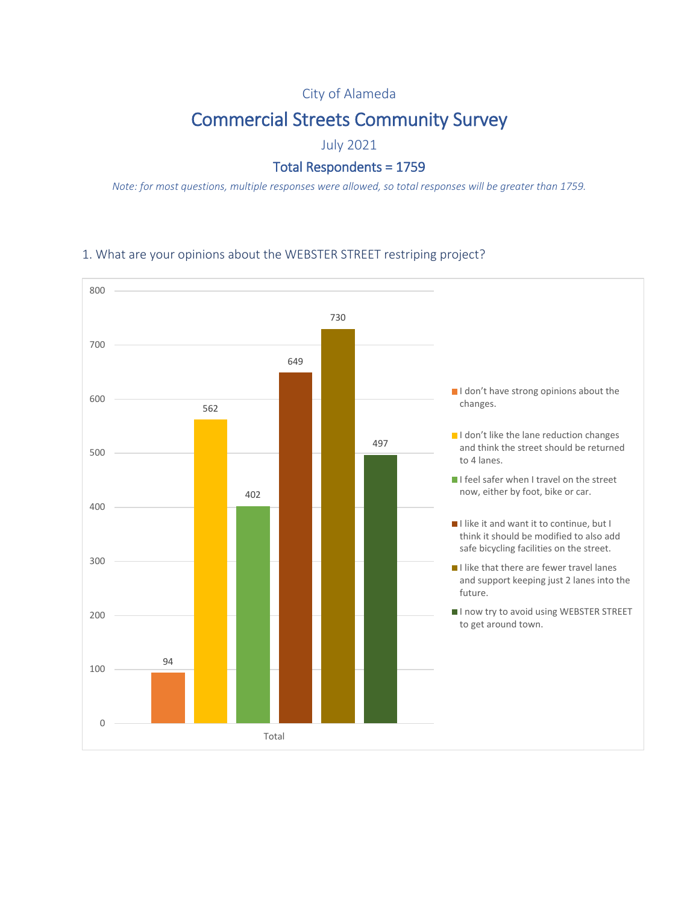City of Alameda

# Commercial Streets Community Survey

July 2021

## Total Respondents = 1759

*Note: for most questions, multiple responses were allowed, so total responses will be greater than 1759.*

### 1. What are your opinions about the WEBSTER STREET restriping project?

| Response | Total |
|---|---|
| I don't have strong opinions about the changes. | 94 |
| I don't like the lane reduction changes and think the street should be returned to 4 lanes. | 562 |
| I feel safer when I travel on the street now, either by foot, bike or car. | 402 |
| I like it and want it to continue, but I think it should be modified to also add safe bicycling facilities on the street. | 649 |
| I like that there are fewer travel lanes and support keeping just 2 lanes into the future. | 730 |
| I now try to avoid using WEBSTER STREET to get around town. | 497 |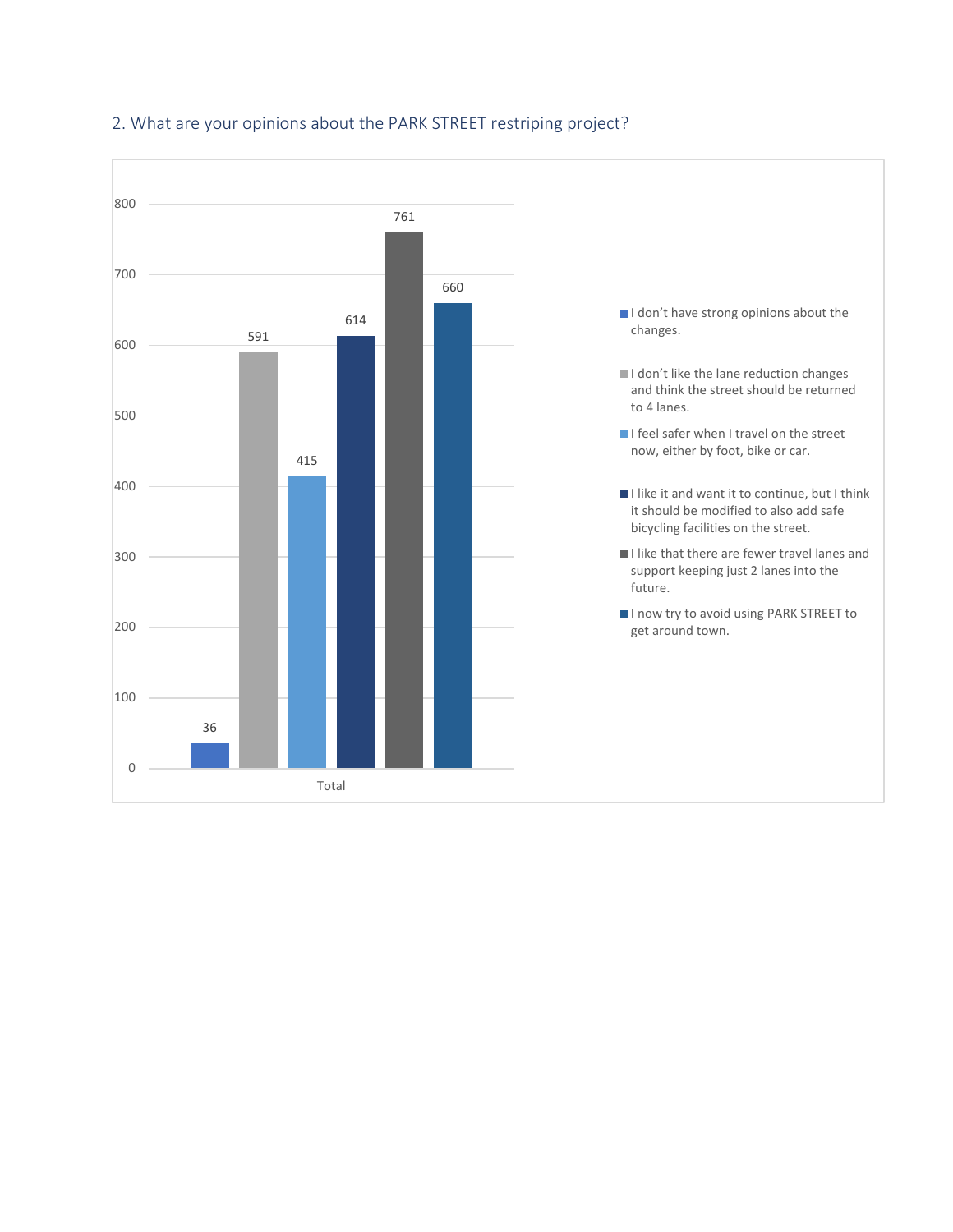## 2. What are your opinions about the PARK STREET restriping project?

| Response | Total |
| --- | --- |
| I don't have strong opinions about the changes. | 36 |
| I don't like the lane reduction changes and think the street should be returned to 4 lanes. | 591 |
| I feel safer when I travel on the street now, either by foot, bike or car. | 415 |
| I like it and want it to continue, but I think it should be modified to also add safe bicycling facilities on the street. | 614 |
| I like that there are fewer travel lanes and support keeping just 2 lanes into the future. | 761 |
| I now try to avoid using PARK STREET to get around town. | 660 |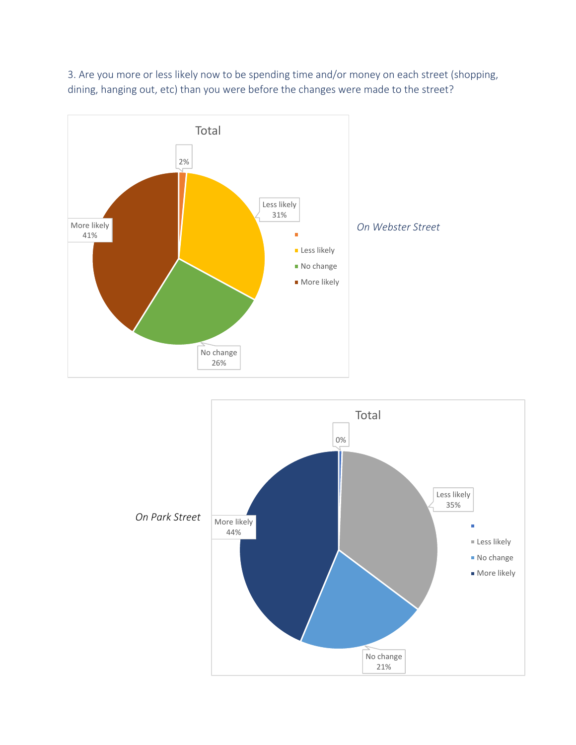3. Are you more or less likely now to be spending time and/or money on each street (shopping, dining, hanging out, etc) than you were before the changes were made to the street?

*On Webster Street*

Total

| Response | Percent |
|---|---|
| (blank) | 2% |
| Less likely | 31% |
| No change | 26% |
| More likely | 41% |

*On Park Street*

Total

| Response | Percent |
|---|---|
| (blank) | 0% |
| Less likely | 35% |
| No change | 21% |
| More likely | 44% |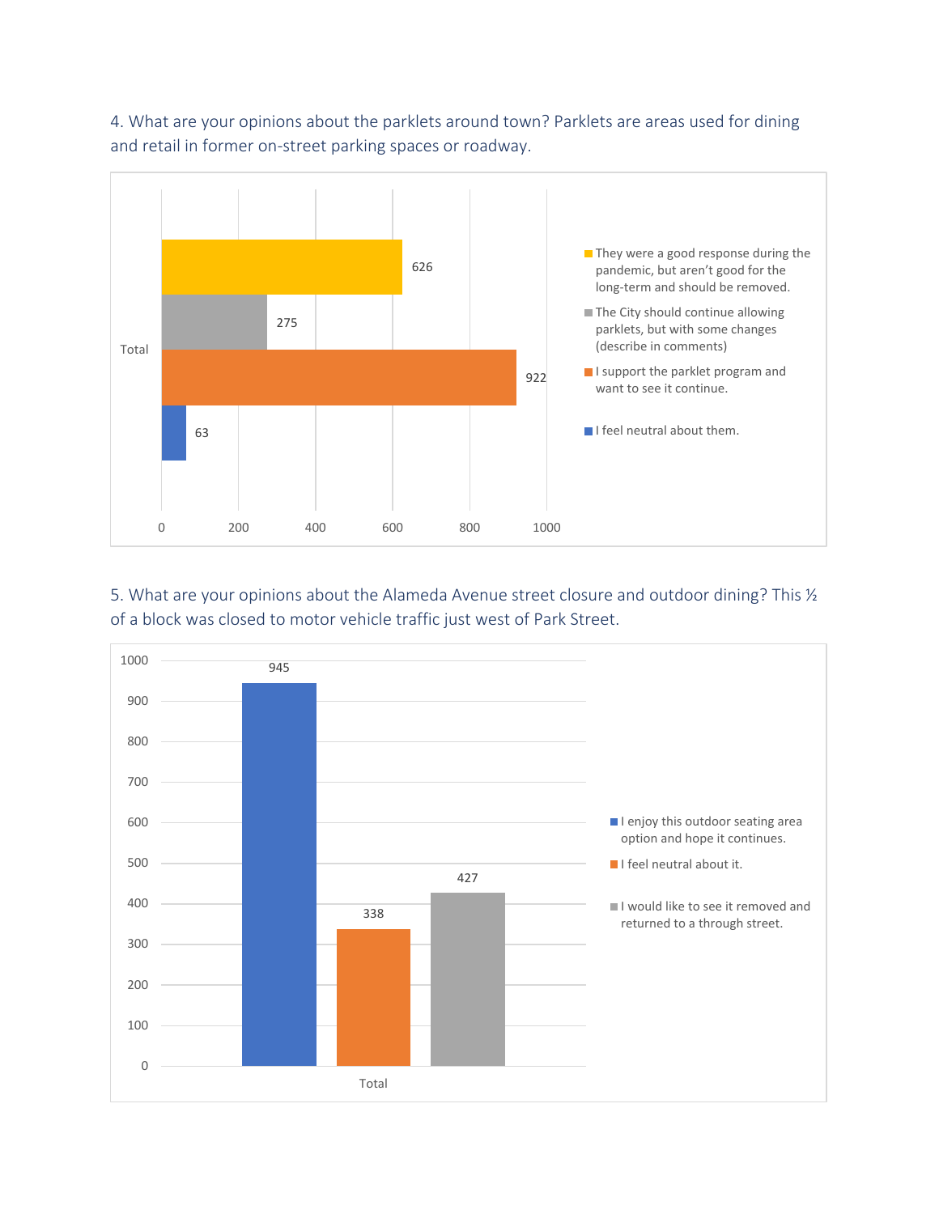4. What are your opinions about the parklets around town? Parklets are areas used for dining and retail in former on-street parking spaces or roadway.

| Response | Total |
| --- | --- |
| They were a good response during the pandemic, but aren't good for the long-term and should be removed. | 626 |
| The City should continue allowing parklets, but with some changes (describe in comments) | 275 |
| I support the parklet program and want to see it continue. | 922 |
| I feel neutral about them. | 63 |

5. What are your opinions about the Alameda Avenue street closure and outdoor dining? This ½ of a block was closed to motor vehicle traffic just west of Park Street.

| Response | Total |
| --- | --- |
| I enjoy this outdoor seating area option and hope it continues. | 945 |
| I feel neutral about it. | 338 |
| I would like to see it removed and returned to a through street. | 427 |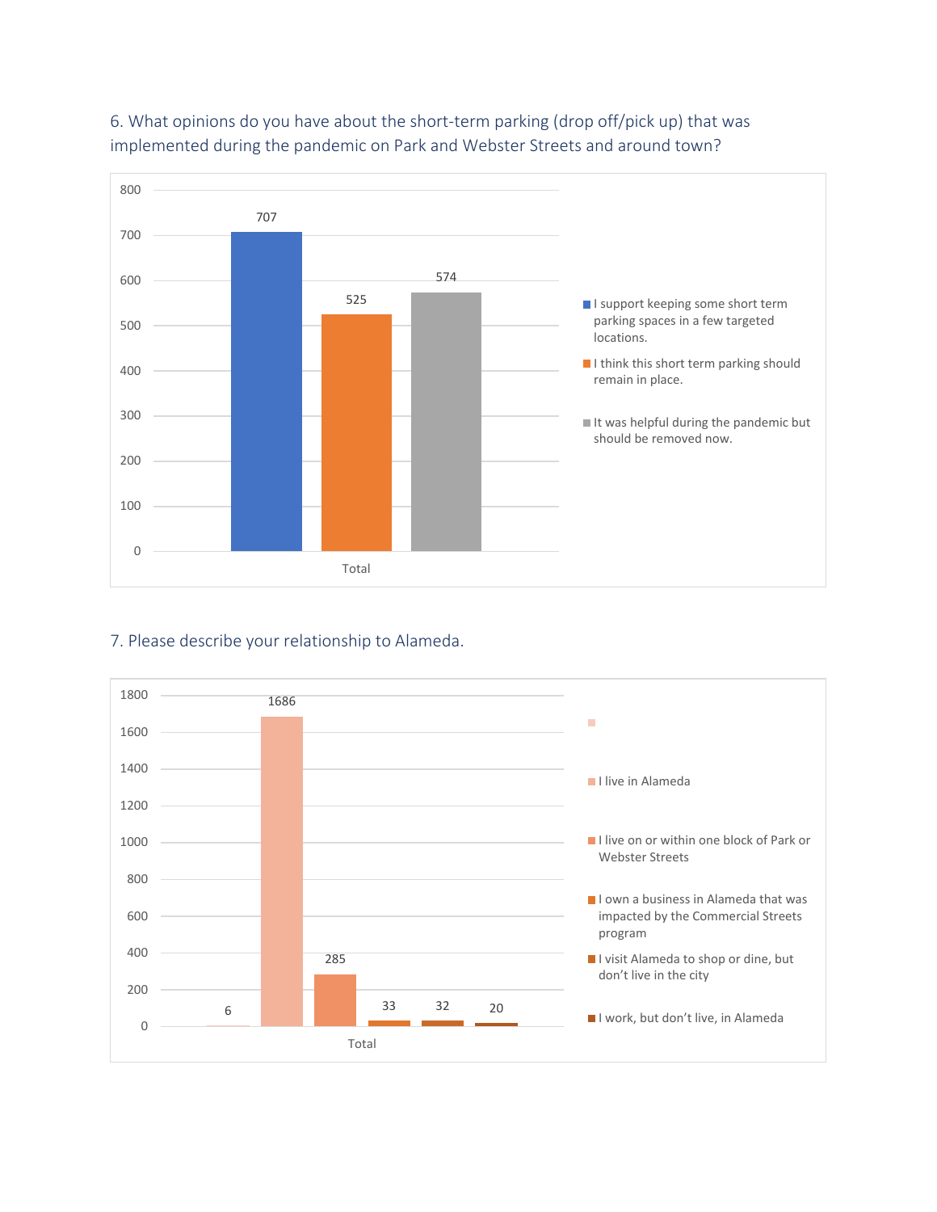6. What opinions do you have about the short-term parking (drop off/pick up) that was implemented during the pandemic on Park and Webster Streets and around town?

800
700
600
500
400
300
200
100
0

707
525
574

Total

I support keeping some short term parking spaces in a few targeted locations.

I think this short term parking should remain in place.

It was helpful during the pandemic but should be removed now.

7. Please describe your relationship to Alameda.

1800
1600
1400
1200
1000
800
600
400
200
0

6
1686
285
33
32
20

Total

I live in Alameda

I live on or within one block of Park or Webster Streets

I own a business in Alameda that was impacted by the Commercial Streets program

I visit Alameda to shop or dine, but don't live in the city

I work, but don't live, in Alameda